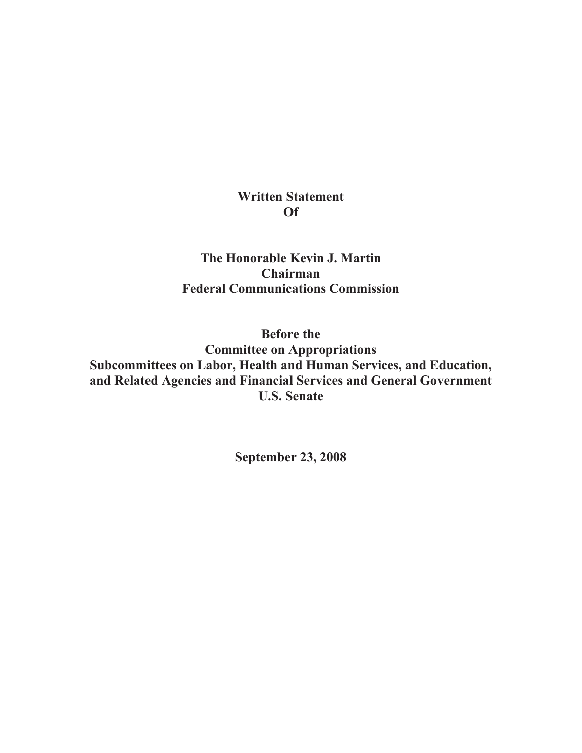**Written Statement**
**Of**

**The Honorable Kevin J. Martin**
**Chairman**
**Federal Communications Commission**

**Before the**
**Committee on Appropriations**
**Subcommittees on Labor, Health and Human Services, and Education, and Related Agencies and Financial Services and General Government**
**U.S. Senate**

**September 23, 2008**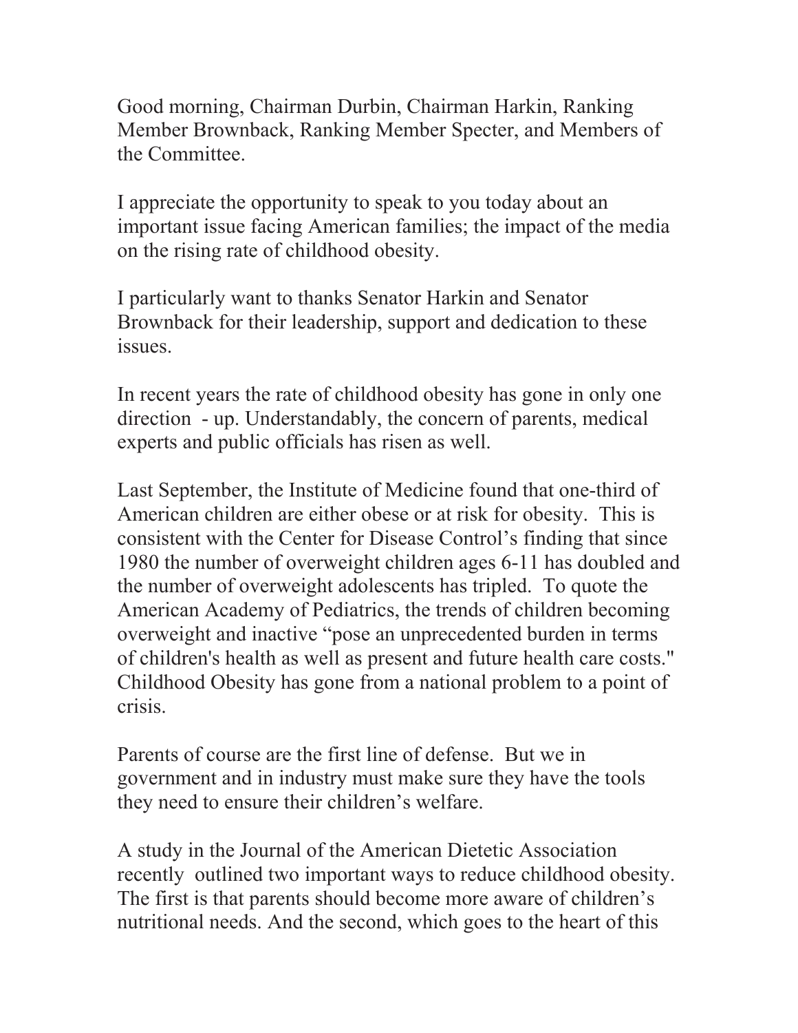Good morning, Chairman Durbin, Chairman Harkin, Ranking Member Brownback, Ranking Member Specter, and Members of the Committee.

I appreciate the opportunity to speak to you today about an important issue facing American families; the impact of the media on the rising rate of childhood obesity.

I particularly want to thanks Senator Harkin and Senator Brownback for their leadership, support and dedication to these issues.

In recent years the rate of childhood obesity has gone in only one direction - up. Understandably, the concern of parents, medical experts and public officials has risen as well.

Last September, the Institute of Medicine found that one-third of American children are either obese or at risk for obesity. This is consistent with the Center for Disease Control's finding that since 1980 the number of overweight children ages 6-11 has doubled and the number of overweight adolescents has tripled. To quote the American Academy of Pediatrics, the trends of children becoming overweight and inactive "pose an unprecedented burden in terms of children's health as well as present and future health care costs." Childhood Obesity has gone from a national problem to a point of crisis.

Parents of course are the first line of defense. But we in government and in industry must make sure they have the tools they need to ensure their children's welfare.

A study in the Journal of the American Dietetic Association recently outlined two important ways to reduce childhood obesity. The first is that parents should become more aware of children's nutritional needs. And the second, which goes to the heart of this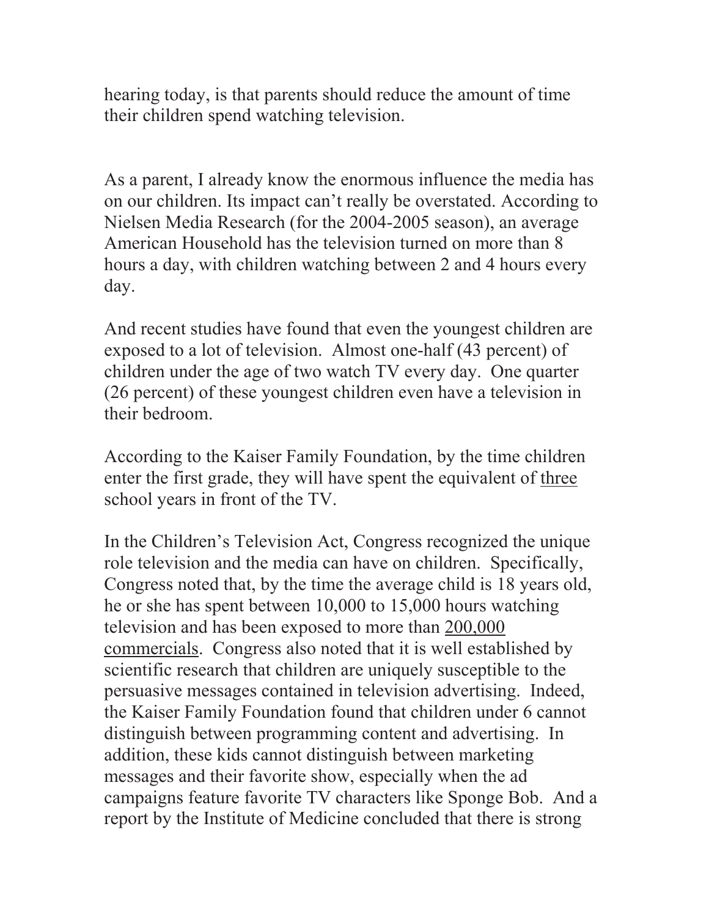hearing today, is that parents should reduce the amount of time their children spend watching television.

As a parent, I already know the enormous influence the media has on our children. Its impact can't really be overstated. According to Nielsen Media Research (for the 2004-2005 season), an average American Household has the television turned on more than 8 hours a day, with children watching between 2 and 4 hours every day.

And recent studies have found that even the youngest children are exposed to a lot of television. Almost one-half (43 percent) of children under the age of two watch TV every day. One quarter (26 percent) of these youngest children even have a television in their bedroom.

According to the Kaiser Family Foundation, by the time children enter the first grade, they will have spent the equivalent of <u>three</u> school years in front of the TV.

In the Children's Television Act, Congress recognized the unique role television and the media can have on children. Specifically, Congress noted that, by the time the average child is 18 years old, he or she has spent between 10,000 to 15,000 hours watching television and has been exposed to more than <u>200,000 commercials</u>. Congress also noted that it is well established by scientific research that children are uniquely susceptible to the persuasive messages contained in television advertising. Indeed, the Kaiser Family Foundation found that children under 6 cannot distinguish between programming content and advertising. In addition, these kids cannot distinguish between marketing messages and their favorite show, especially when the ad campaigns feature favorite TV characters like Sponge Bob. And a report by the Institute of Medicine concluded that there is strong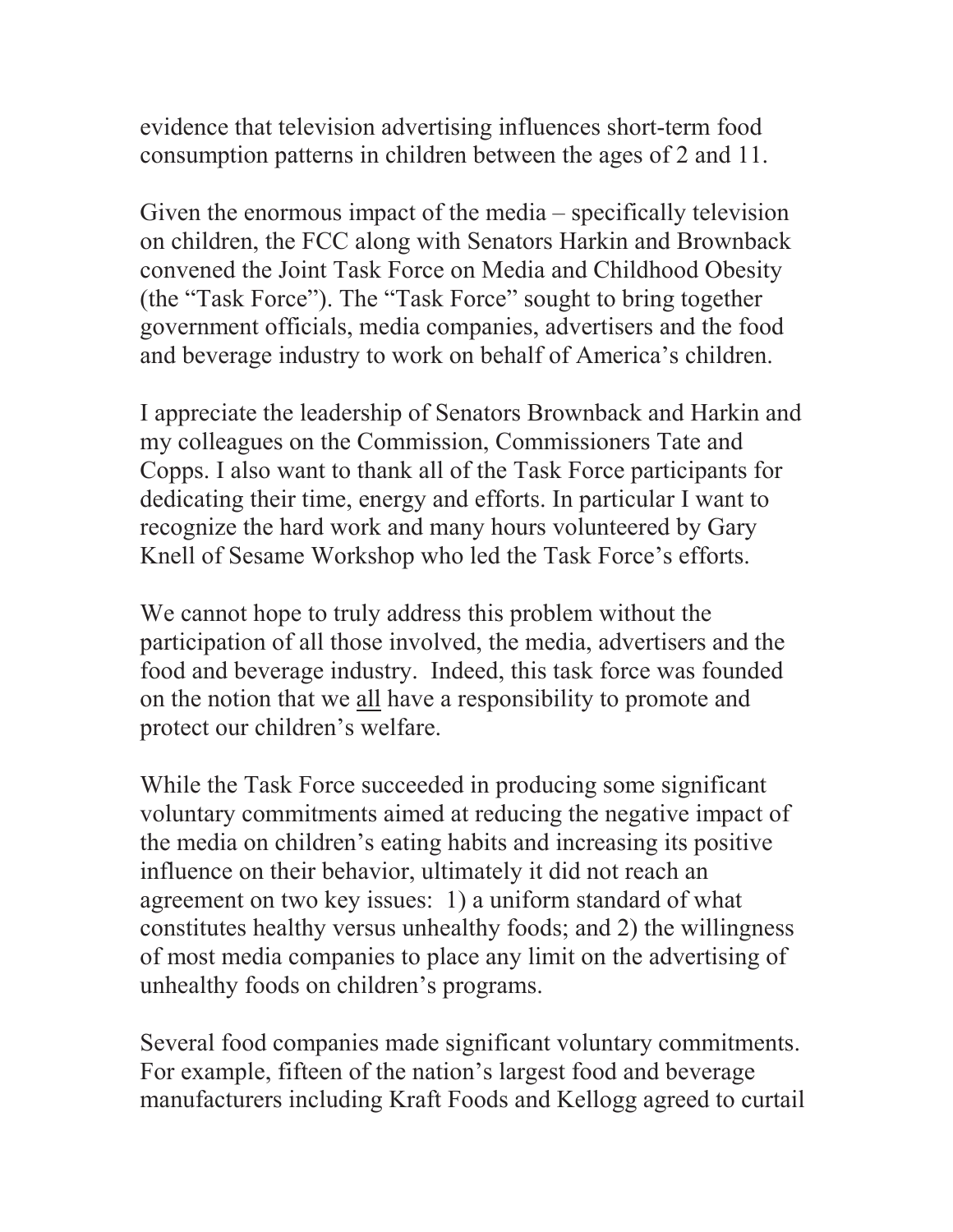evidence that television advertising influences short-term food consumption patterns in children between the ages of 2 and 11.

Given the enormous impact of the media – specifically television on children, the FCC along with Senators Harkin and Brownback convened the Joint Task Force on Media and Childhood Obesity (the "Task Force"). The "Task Force" sought to bring together government officials, media companies, advertisers and the food and beverage industry to work on behalf of America's children.

I appreciate the leadership of Senators Brownback and Harkin and my colleagues on the Commission, Commissioners Tate and Copps. I also want to thank all of the Task Force participants for dedicating their time, energy and efforts. In particular I want to recognize the hard work and many hours volunteered by Gary Knell of Sesame Workshop who led the Task Force's efforts.

We cannot hope to truly address this problem without the participation of all those involved, the media, advertisers and the food and beverage industry. Indeed, this task force was founded on the notion that we <u>all</u> have a responsibility to promote and protect our children's welfare.

While the Task Force succeeded in producing some significant voluntary commitments aimed at reducing the negative impact of the media on children's eating habits and increasing its positive influence on their behavior, ultimately it did not reach an agreement on two key issues: 1) a uniform standard of what constitutes healthy versus unhealthy foods; and 2) the willingness of most media companies to place any limit on the advertising of unhealthy foods on children's programs.

Several food companies made significant voluntary commitments. For example, fifteen of the nation's largest food and beverage manufacturers including Kraft Foods and Kellogg agreed to curtail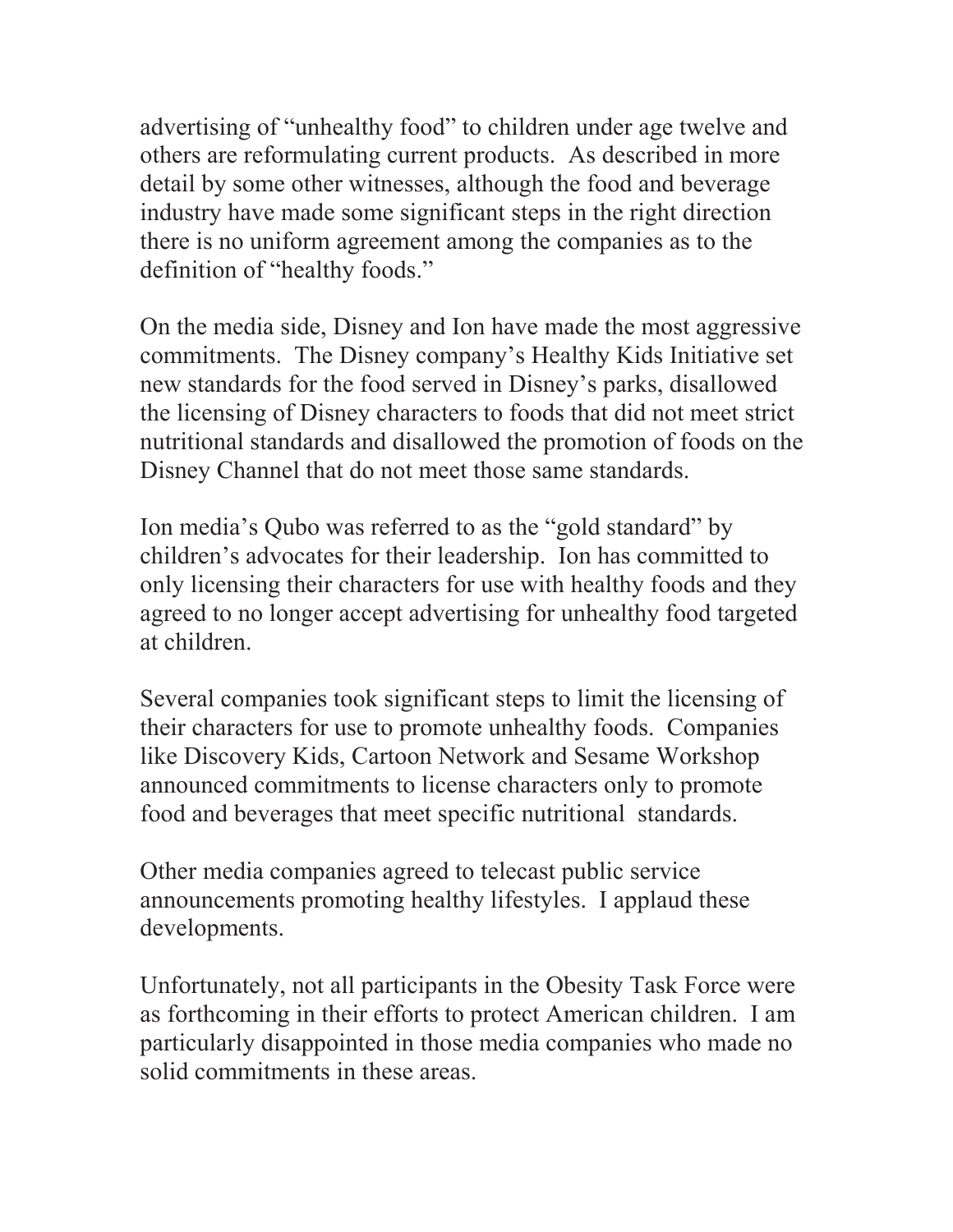advertising of "unhealthy food" to children under age twelve and others are reformulating current products. As described in more detail by some other witnesses, although the food and beverage industry have made some significant steps in the right direction there is no uniform agreement among the companies as to the definition of "healthy foods."

On the media side, Disney and Ion have made the most aggressive commitments. The Disney company's Healthy Kids Initiative set new standards for the food served in Disney's parks, disallowed the licensing of Disney characters to foods that did not meet strict nutritional standards and disallowed the promotion of foods on the Disney Channel that do not meet those same standards.

Ion media's Qubo was referred to as the "gold standard" by children's advocates for their leadership. Ion has committed to only licensing their characters for use with healthy foods and they agreed to no longer accept advertising for unhealthy food targeted at children.

Several companies took significant steps to limit the licensing of their characters for use to promote unhealthy foods. Companies like Discovery Kids, Cartoon Network and Sesame Workshop announced commitments to license characters only to promote food and beverages that meet specific nutritional standards.

Other media companies agreed to telecast public service announcements promoting healthy lifestyles. I applaud these developments.

Unfortunately, not all participants in the Obesity Task Force were as forthcoming in their efforts to protect American children. I am particularly disappointed in those media companies who made no solid commitments in these areas.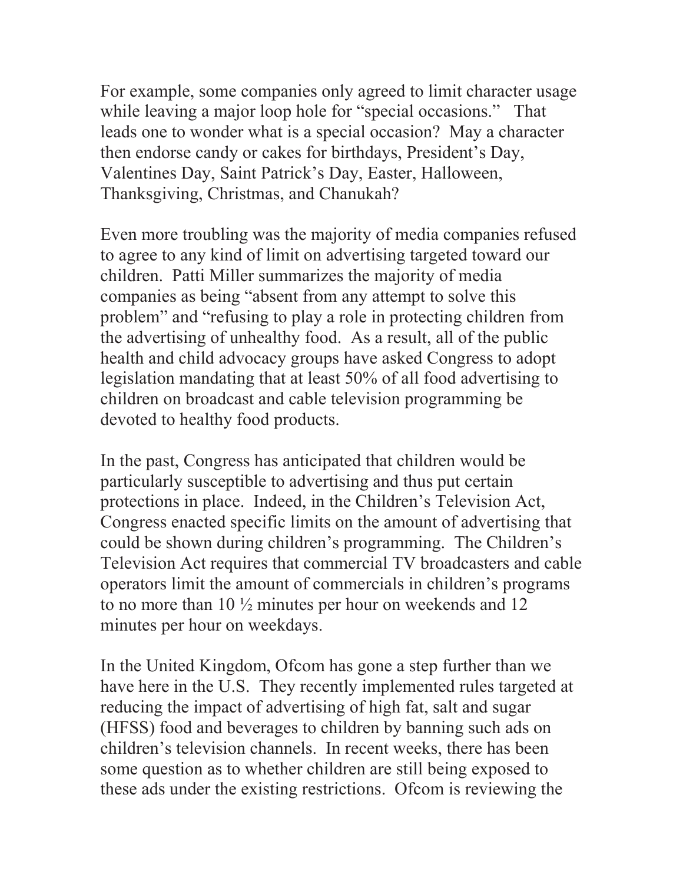For example, some companies only agreed to limit character usage while leaving a major loop hole for "special occasions." That leads one to wonder what is a special occasion? May a character then endorse candy or cakes for birthdays, President's Day, Valentines Day, Saint Patrick's Day, Easter, Halloween, Thanksgiving, Christmas, and Chanukah?

Even more troubling was the majority of media companies refused to agree to any kind of limit on advertising targeted toward our children. Patti Miller summarizes the majority of media companies as being "absent from any attempt to solve this problem" and "refusing to play a role in protecting children from the advertising of unhealthy food. As a result, all of the public health and child advocacy groups have asked Congress to adopt legislation mandating that at least 50% of all food advertising to children on broadcast and cable television programming be devoted to healthy food products.

In the past, Congress has anticipated that children would be particularly susceptible to advertising and thus put certain protections in place. Indeed, in the Children's Television Act, Congress enacted specific limits on the amount of advertising that could be shown during children's programming. The Children's Television Act requires that commercial TV broadcasters and cable operators limit the amount of commercials in children's programs to no more than 10 ½ minutes per hour on weekends and 12 minutes per hour on weekdays.

In the United Kingdom, Ofcom has gone a step further than we have here in the U.S. They recently implemented rules targeted at reducing the impact of advertising of high fat, salt and sugar (HFSS) food and beverages to children by banning such ads on children's television channels. In recent weeks, there has been some question as to whether children are still being exposed to these ads under the existing restrictions. Ofcom is reviewing the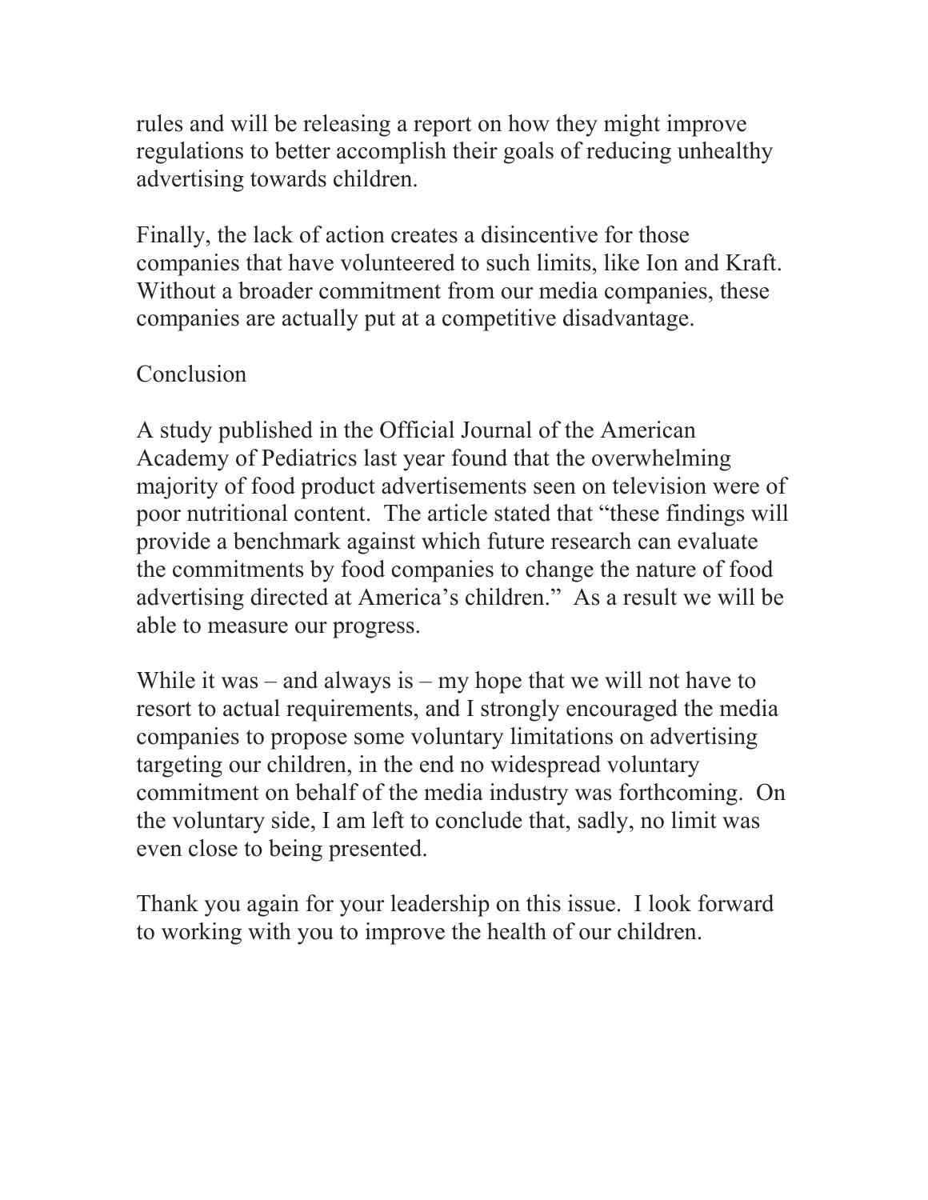rules and will be releasing a report on how they might improve regulations to better accomplish their goals of reducing unhealthy advertising towards children.

Finally, the lack of action creates a disincentive for those companies that have volunteered to such limits, like Ion and Kraft. Without a broader commitment from our media companies, these companies are actually put at a competitive disadvantage.

## Conclusion

A study published in the Official Journal of the American Academy of Pediatrics last year found that the overwhelming majority of food product advertisements seen on television were of poor nutritional content. The article stated that "these findings will provide a benchmark against which future research can evaluate the commitments by food companies to change the nature of food advertising directed at America's children." As a result we will be able to measure our progress.

While it was – and always is – my hope that we will not have to resort to actual requirements, and I strongly encouraged the media companies to propose some voluntary limitations on advertising targeting our children, in the end no widespread voluntary commitment on behalf of the media industry was forthcoming. On the voluntary side, I am left to conclude that, sadly, no limit was even close to being presented.

Thank you again for your leadership on this issue. I look forward to working with you to improve the health of our children.